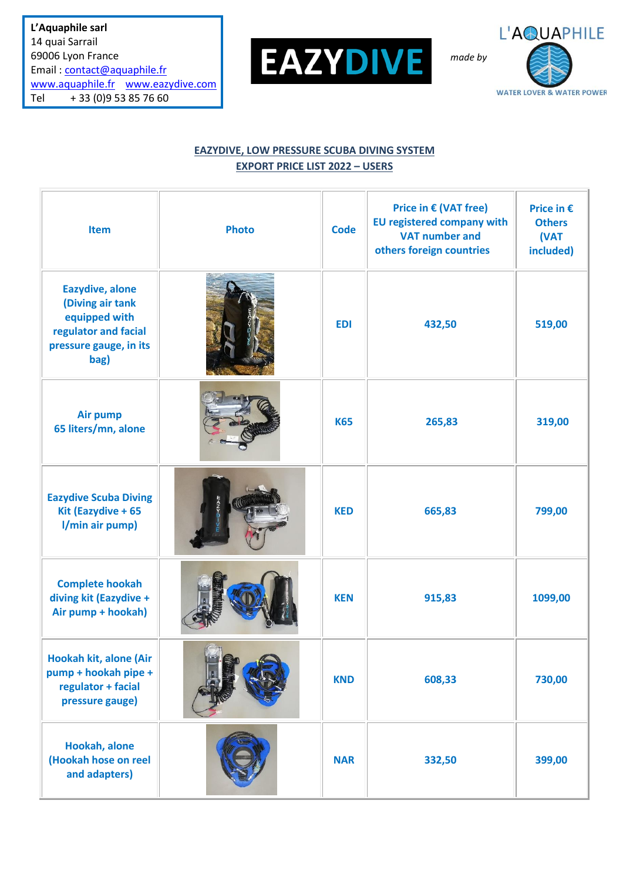L'Aquaphile sarl
14 quai Sarrail
69006 Lyon France
Email : contact@aquaphile.fr
www.aquaphile.fr www.eazydive.com
Tel + 33 (0)9 53 85 76 60

**EAZYDIVE** *made by* L'AQUAPHILE WATER LOVER & WATER POWER

## EAZYDIVE, LOW PRESSURE SCUBA DIVING SYSTEM
## EXPORT PRICE LIST 2022 – USERS

| Item | Photo | Code | Price in € (VAT free) EU registered company with VAT number and others foreign countries | Price in € Others (VAT included) |
|---|---|---|---|---|
| Eazydive, alone (Diving air tank equipped with regulator and facial pressure gauge, in its bag) | | EDI | 432,50 | 519,00 |
| Air pump 65 liters/mn, alone | | K65 | 265,83 | 319,00 |
| Eazydive Scuba Diving Kit (Eazydive + 65 l/min air pump) | | KED | 665,83 | 799,00 |
| Complete hookah diving kit (Eazydive + Air pump + hookah) | | KEN | 915,83 | 1099,00 |
| Hookah kit, alone (Air pump + hookah pipe + regulator + facial pressure gauge) | | KND | 608,33 | 730,00 |
| Hookah, alone (Hookah hose on reel and adapters) | | NAR | 332,50 | 399,00 |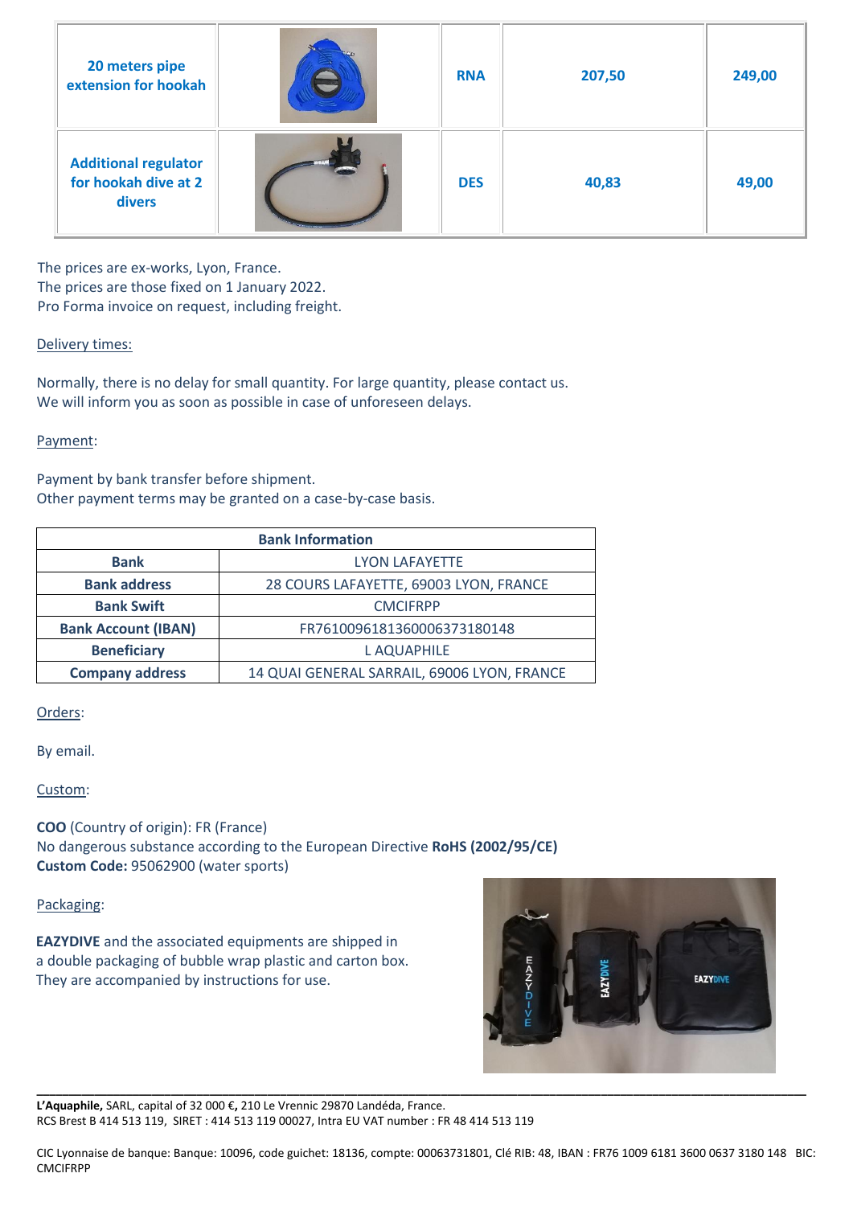| | | | | |
|---|---|---|---|---|
| **20 meters pipe extension for hookah** | | **RNA** | **207,50** | **249,00** |
| **Additional regulator for hookah dive at 2 divers** | | **DES** | **40,83** | **49,00** |

The prices are ex-works, Lyon, France.
The prices are those fixed on 1 January 2022.
Pro Forma invoice on request, including freight.

Delivery times:

Normally, there is no delay for small quantity. For large quantity, please contact us.
We will inform you as soon as possible in case of unforeseen delays.

Payment:

Payment by bank transfer before shipment.
Other payment terms may be granted on a case-by-case basis.

| **Bank Information** | |
|---|---|
| **Bank** | LYON LAFAYETTE |
| **Bank address** | 28 COURS LAFAYETTE, 69003 LYON, FRANCE |
| **Bank Swift** | CMCIFRPP |
| **Bank Account (IBAN)** | FR7610096181360006373180148 |
| **Beneficiary** | L AQUAPHILE |
| **Company address** | 14 QUAI GENERAL SARRAIL, 69006 LYON, FRANCE |

Orders:

By email.

Custom:

**COO** (Country of origin): FR (France)
No dangerous substance according to the European Directive **RoHS (2002/95/CE)**
**Custom Code:** 95062900 (water sports)

Packaging:

**EAZYDIVE** and the associated equipments are shipped in a double packaging of bubble wrap plastic and carton box.
They are accompanied by instructions for use.

**L'Aquaphile,** SARL, capital of 32 000 €, 210 Le Vrennic 29870 Landéda, France.
RCS Brest B 414 513 119, SIRET : 414 513 119 00027, Intra EU VAT number : FR 48 414 513 119

CIC Lyonnaise de banque: Banque: 10096, code guichet: 18136, compte: 00063731801, Clé RIB: 48, IBAN : FR76 1009 6181 3600 0637 3180 148 BIC: CMCIFRPP